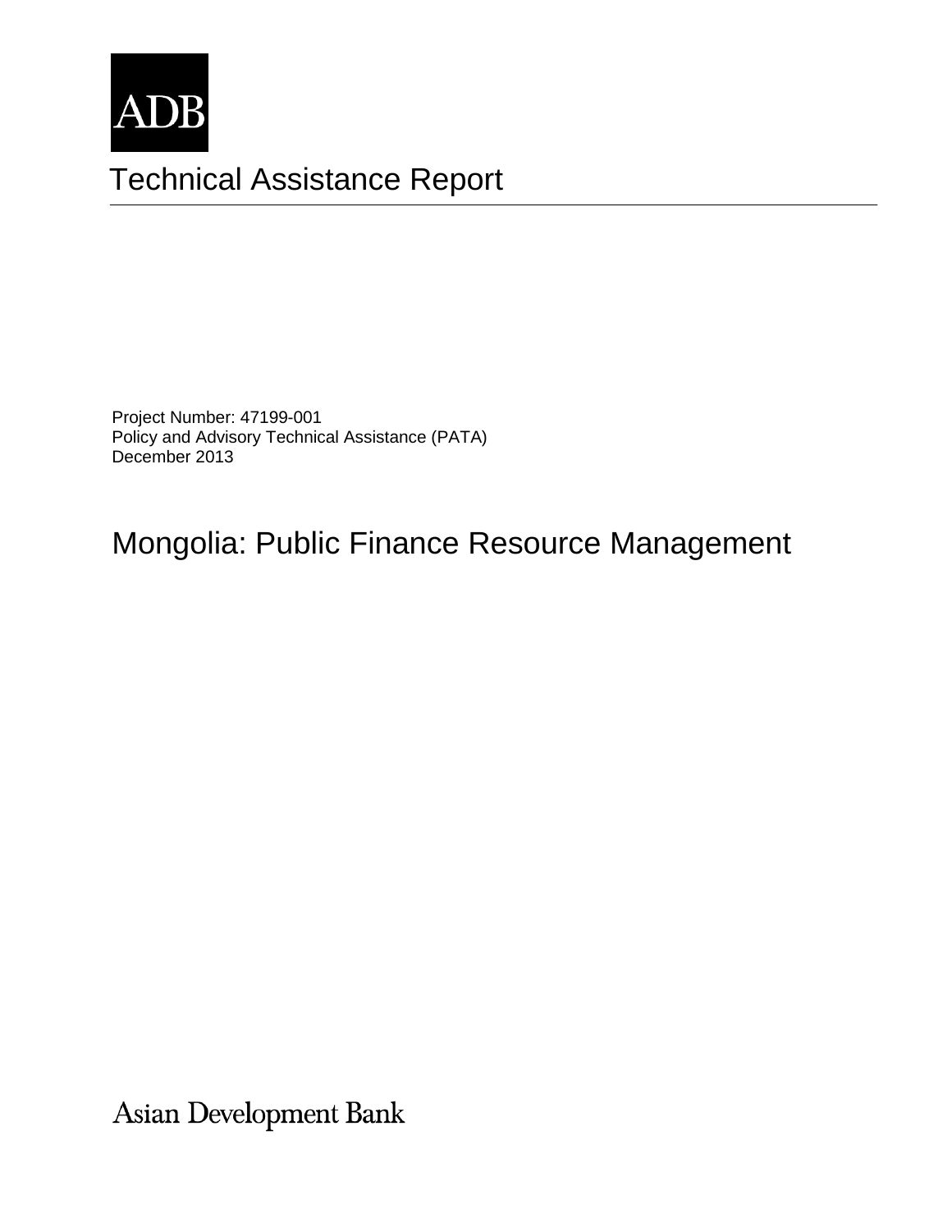ADB

# Technical Assistance Report

Project Number: 47199-001
Policy and Advisory Technical Assistance (PATA)
December 2013

# Mongolia: Public Finance Resource Management

Asian Development Bank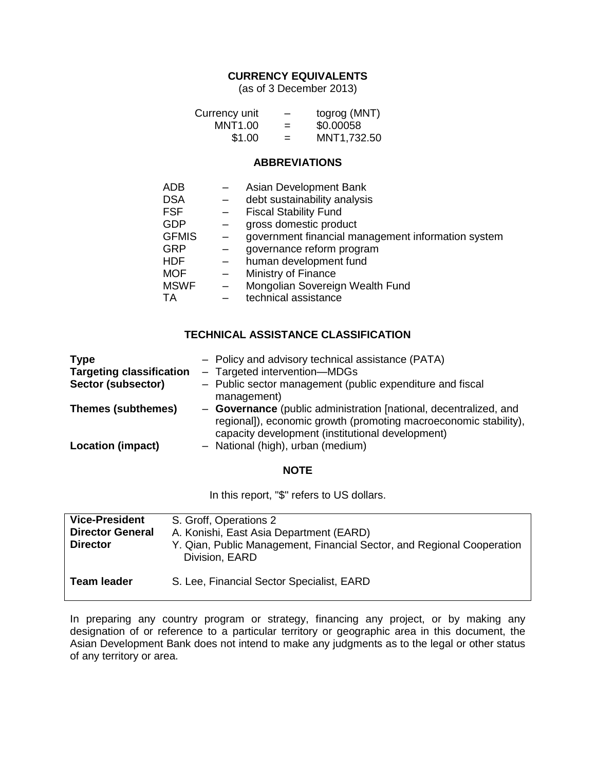## CURRENCY EQUIVALENTS

(as of 3 December 2013)

| | | |
|---|---|---|
| Currency unit | – | togrog (MNT) |
| MNT1.00 | = | $0.00058 |
| $1.00 | = | MNT1,732.50 |

## ABBREVIATIONS

| | | |
|---|---|---|
| ADB | – | Asian Development Bank |
| DSA | – | debt sustainability analysis |
| FSF | – | Fiscal Stability Fund |
| GDP | – | gross domestic product |
| GFMIS | – | government financial management information system |
| GRP | – | governance reform program |
| HDF | – | human development fund |
| MOF | – | Ministry of Finance |
| MSWF | – | Mongolian Sovereign Wealth Fund |
| TA | – | technical assistance |

## TECHNICAL ASSISTANCE CLASSIFICATION

| | |
|---|---|
| **Type** | – Policy and advisory technical assistance (PATA) |
| **Targeting classification** | – Targeted intervention—MDGs |
| **Sector (subsector)** | – Public sector management (public expenditure and fiscal management) |
| **Themes (subthemes)** | – **Governance** (public administration [national, decentralized, and regional]), economic growth (promoting macroeconomic stability), capacity development (institutional development) |
| **Location (impact)** | – National (high), urban (medium) |

## NOTE

In this report, "$" refers to US dollars.

| | |
|---|---|
| **Vice-President** | S. Groff, Operations 2 |
| **Director General** | A. Konishi, East Asia Department (EARD) |
| **Director** | Y. Qian, Public Management, Financial Sector, and Regional Cooperation Division, EARD |
| **Team leader** | S. Lee, Financial Sector Specialist, EARD |

In preparing any country program or strategy, financing any project, or by making any designation of or reference to a particular territory or geographic area in this document, the Asian Development Bank does not intend to make any judgments as to the legal or other status of any territory or area.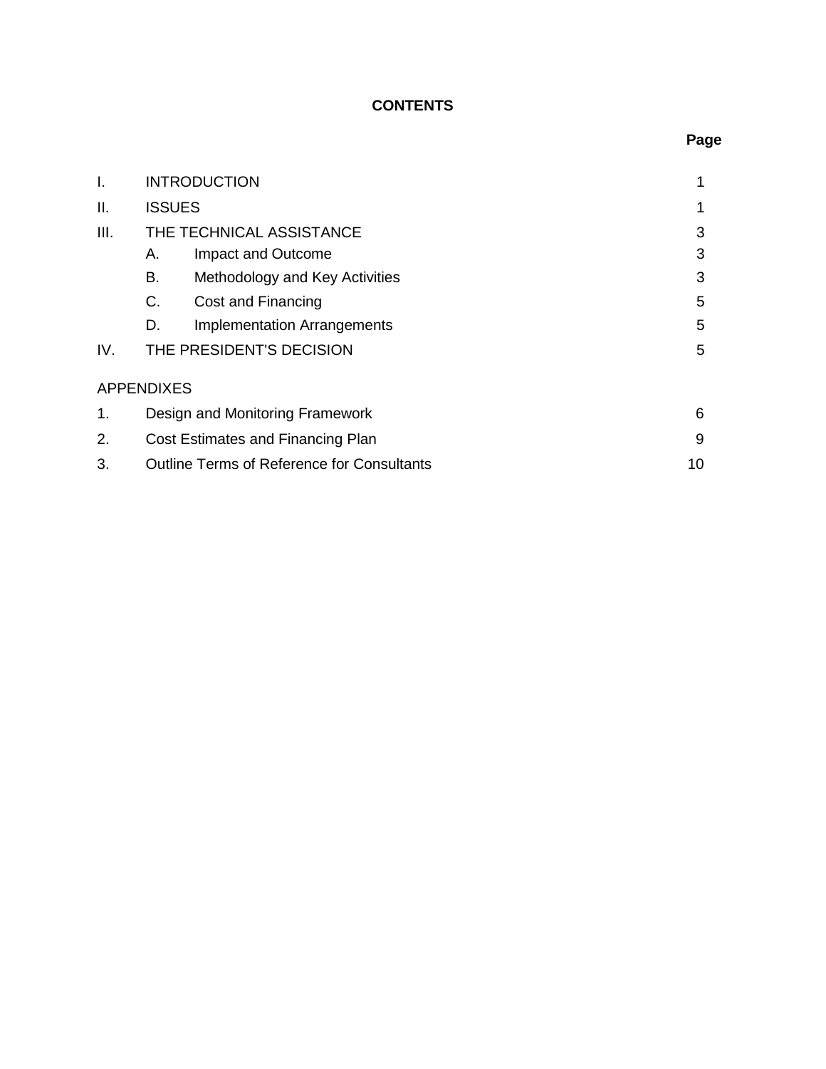**CONTENTS**

| | | Page |
|---|---|---|
| I. | INTRODUCTION | 1 |
| II. | ISSUES | 1 |
| III. | THE TECHNICAL ASSISTANCE | 3 |
| | A. Impact and Outcome | 3 |
| | B. Methodology and Key Activities | 3 |
| | C. Cost and Financing | 5 |
| | D. Implementation Arrangements | 5 |
| IV. | THE PRESIDENT'S DECISION | 5 |
| APPENDIXES | | |
| 1. | Design and Monitoring Framework | 6 |
| 2. | Cost Estimates and Financing Plan | 9 |
| 3. | Outline Terms of Reference for Consultants | 10 |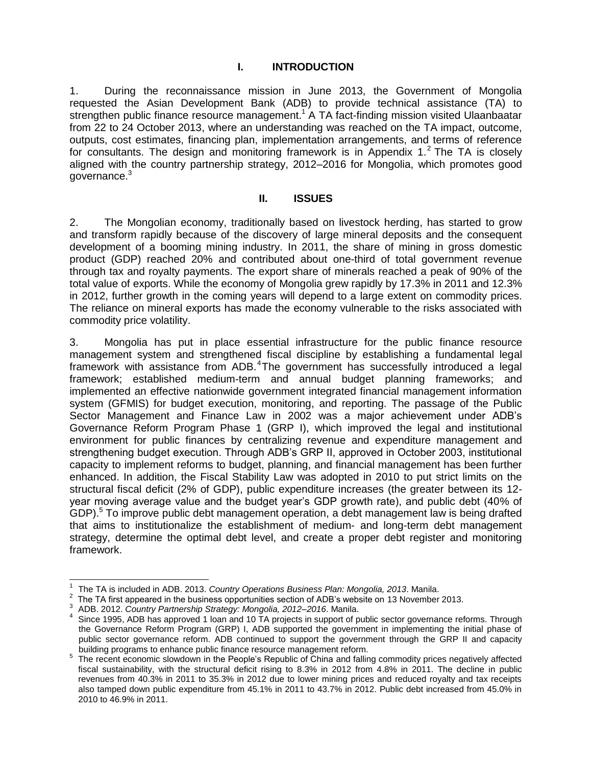# I. INTRODUCTION

1. During the reconnaissance mission in June 2013, the Government of Mongolia requested the Asian Development Bank (ADB) to provide technical assistance (TA) to strengthen public finance resource management.[1] A TA fact-finding mission visited Ulaanbaatar from 22 to 24 October 2013, where an understanding was reached on the TA impact, outcome, outputs, cost estimates, financing plan, implementation arrangements, and terms of reference for consultants. The design and monitoring framework is in Appendix 1.[2] The TA is closely aligned with the country partnership strategy, 2012–2016 for Mongolia, which promotes good governance.[3]

# II. ISSUES

2. The Mongolian economy, traditionally based on livestock herding, has started to grow and transform rapidly because of the discovery of large mineral deposits and the consequent development of a booming mining industry. In 2011, the share of mining in gross domestic product (GDP) reached 20% and contributed about one-third of total government revenue through tax and royalty payments. The export share of minerals reached a peak of 90% of the total value of exports. While the economy of Mongolia grew rapidly by 17.3% in 2011 and 12.3% in 2012, further growth in the coming years will depend to a large extent on commodity prices. The reliance on mineral exports has made the economy vulnerable to the risks associated with commodity price volatility.

3. Mongolia has put in place essential infrastructure for the public finance resource management system and strengthened fiscal discipline by establishing a fundamental legal framework with assistance from ADB.[4] The government has successfully introduced a legal framework; established medium-term and annual budget planning frameworks; and implemented an effective nationwide government integrated financial management information system (GFMIS) for budget execution, monitoring, and reporting. The passage of the Public Sector Management and Finance Law in 2002 was a major achievement under ADB's Governance Reform Program Phase 1 (GRP I), which improved the legal and institutional environment for public finances by centralizing revenue and expenditure management and strengthening budget execution. Through ADB's GRP II, approved in October 2003, institutional capacity to implement reforms to budget, planning, and financial management has been further enhanced. In addition, the Fiscal Stability Law was adopted in 2010 to put strict limits on the structural fiscal deficit (2% of GDP), public expenditure increases (the greater between its 12-year moving average value and the budget year's GDP growth rate), and public debt (40% of GDP).[5] To improve public debt management operation, a debt management law is being drafted that aims to institutionalize the establishment of medium- and long-term debt management strategy, determine the optimal debt level, and create a proper debt register and monitoring framework.

---

[1] The TA is included in ADB. 2013. *Country Operations Business Plan: Mongolia, 2013*. Manila.

[2] The TA first appeared in the business opportunities section of ADB's website on 13 November 2013.

[3] ADB. 2012. *Country Partnership Strategy: Mongolia, 2012–2016*. Manila.

[4] Since 1995, ADB has approved 1 loan and 10 TA projects in support of public sector governance reforms. Through the Governance Reform Program (GRP) I, ADB supported the government in implementing the initial phase of public sector governance reform. ADB continued to support the government through the GRP II and capacity building programs to enhance public finance resource management reform.

[5] The recent economic slowdown in the People's Republic of China and falling commodity prices negatively affected fiscal sustainability, with the structural deficit rising to 8.3% in 2012 from 4.8% in 2011. The decline in public revenues from 40.3% in 2011 to 35.3% in 2012 due to lower mining prices and reduced royalty and tax receipts also tamped down public expenditure from 45.1% in 2011 to 43.7% in 2012. Public debt increased from 45.0% in 2010 to 46.9% in 2011.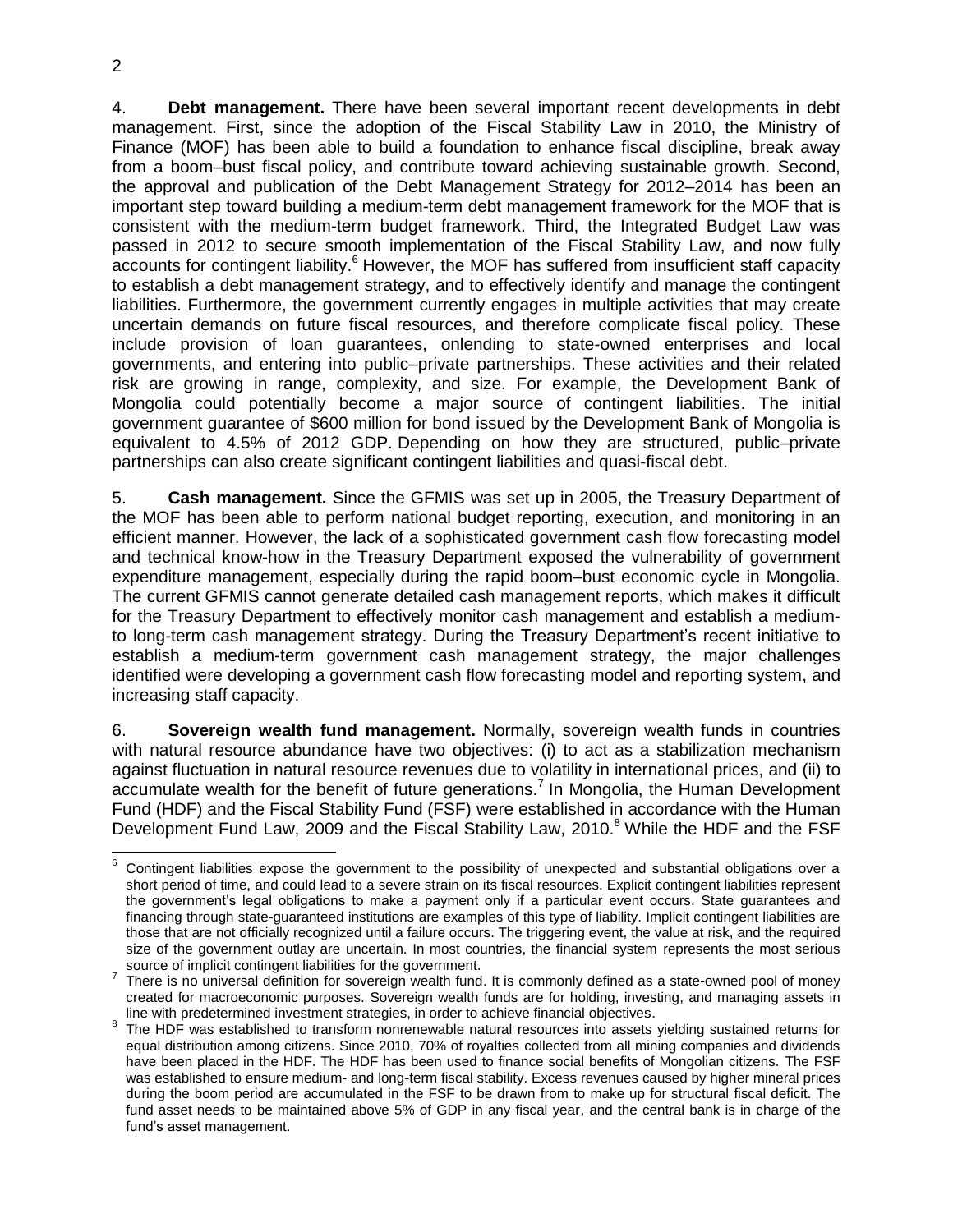4. **Debt management.** There have been several important recent developments in debt management. First, since the adoption of the Fiscal Stability Law in 2010, the Ministry of Finance (MOF) has been able to build a foundation to enhance fiscal discipline, break away from a boom–bust fiscal policy, and contribute toward achieving sustainable growth. Second, the approval and publication of the Debt Management Strategy for 2012–2014 has been an important step toward building a medium-term debt management framework for the MOF that is consistent with the medium-term budget framework. Third, the Integrated Budget Law was passed in 2012 to secure smooth implementation of the Fiscal Stability Law, and now fully accounts for contingent liability.[6] However, the MOF has suffered from insufficient staff capacity to establish a debt management strategy, and to effectively identify and manage the contingent liabilities. Furthermore, the government currently engages in multiple activities that may create uncertain demands on future fiscal resources, and therefore complicate fiscal policy. These include provision of loan guarantees, onlending to state-owned enterprises and local governments, and entering into public–private partnerships. These activities and their related risk are growing in range, complexity, and size. For example, the Development Bank of Mongolia could potentially become a major source of contingent liabilities. The initial government guarantee of $600 million for bond issued by the Development Bank of Mongolia is equivalent to 4.5% of 2012 GDP. Depending on how they are structured, public–private partnerships can also create significant contingent liabilities and quasi-fiscal debt.

5. **Cash management.** Since the GFMIS was set up in 2005, the Treasury Department of the MOF has been able to perform national budget reporting, execution, and monitoring in an efficient manner. However, the lack of a sophisticated government cash flow forecasting model and technical know-how in the Treasury Department exposed the vulnerability of government expenditure management, especially during the rapid boom–bust economic cycle in Mongolia. The current GFMIS cannot generate detailed cash management reports, which makes it difficult for the Treasury Department to effectively monitor cash management and establish a medium- to long-term cash management strategy. During the Treasury Department's recent initiative to establish a medium-term government cash management strategy, the major challenges identified were developing a government cash flow forecasting model and reporting system, and increasing staff capacity.

6. **Sovereign wealth fund management.** Normally, sovereign wealth funds in countries with natural resource abundance have two objectives: (i) to act as a stabilization mechanism against fluctuation in natural resource revenues due to volatility in international prices, and (ii) to accumulate wealth for the benefit of future generations.[7] In Mongolia, the Human Development Fund (HDF) and the Fiscal Stability Fund (FSF) were established in accordance with the Human Development Fund Law, 2009 and the Fiscal Stability Law, 2010.[8] While the HDF and the FSF

---

[6] Contingent liabilities expose the government to the possibility of unexpected and substantial obligations over a short period of time, and could lead to a severe strain on its fiscal resources. Explicit contingent liabilities represent the government's legal obligations to make a payment only if a particular event occurs. State guarantees and financing through state-guaranteed institutions are examples of this type of liability. Implicit contingent liabilities are those that are not officially recognized until a failure occurs. The triggering event, the value at risk, and the required size of the government outlay are uncertain. In most countries, the financial system represents the most serious source of implicit contingent liabilities for the government.

[7] There is no universal definition for sovereign wealth fund. It is commonly defined as a state-owned pool of money created for macroeconomic purposes. Sovereign wealth funds are for holding, investing, and managing assets in line with predetermined investment strategies, in order to achieve financial objectives.

[8] The HDF was established to transform nonrenewable natural resources into assets yielding sustained returns for equal distribution among citizens. Since 2010, 70% of royalties collected from all mining companies and dividends have been placed in the HDF. The HDF has been used to finance social benefits of Mongolian citizens. The FSF was established to ensure medium- and long-term fiscal stability. Excess revenues caused by higher mineral prices during the boom period are accumulated in the FSF to be drawn from to make up for structural fiscal deficit. The fund asset needs to be maintained above 5% of GDP in any fiscal year, and the central bank is in charge of the fund's asset management.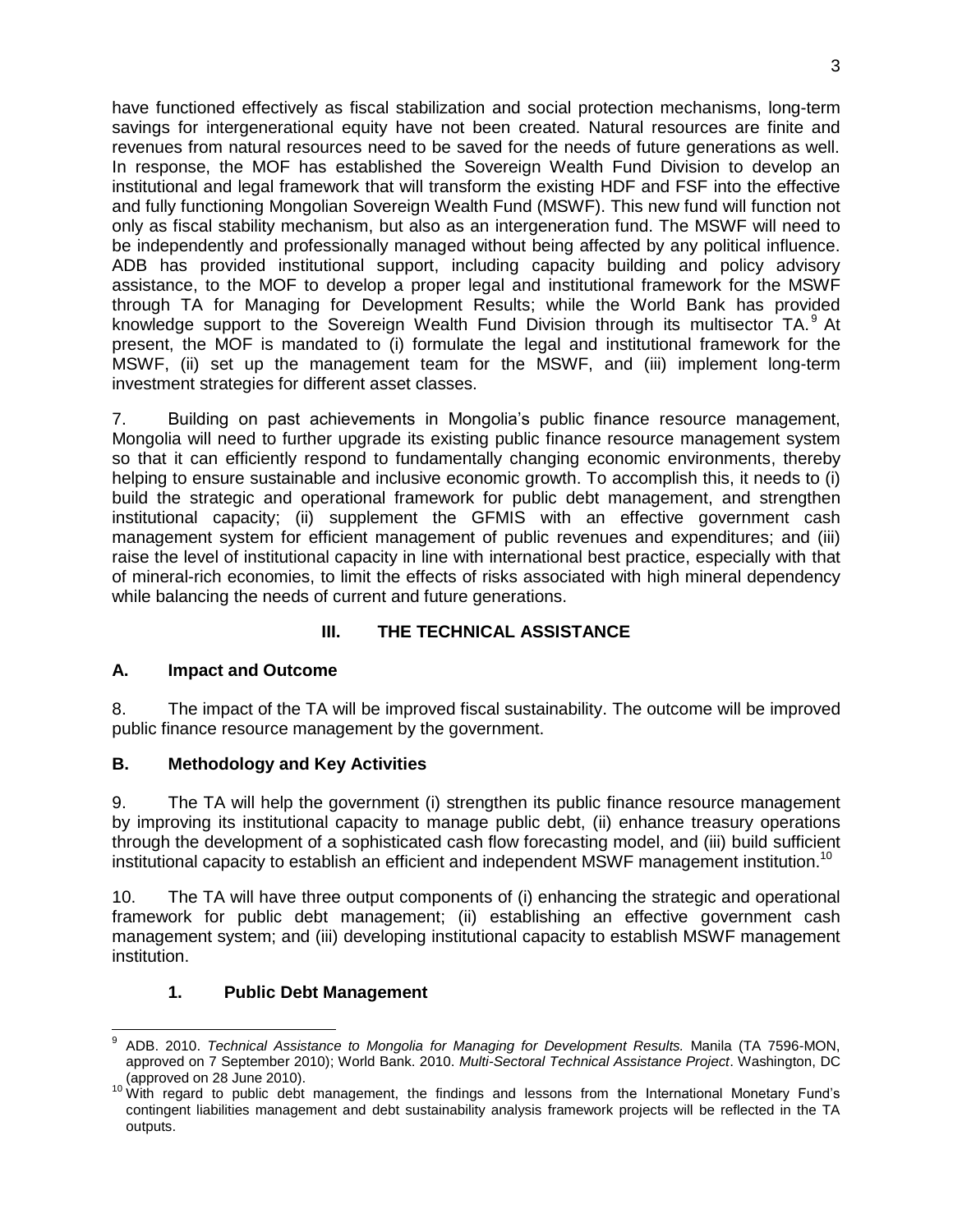have functioned effectively as fiscal stabilization and social protection mechanisms, long-term savings for intergenerational equity have not been created. Natural resources are finite and revenues from natural resources need to be saved for the needs of future generations as well. In response, the MOF has established the Sovereign Wealth Fund Division to develop an institutional and legal framework that will transform the existing HDF and FSF into the effective and fully functioning Mongolian Sovereign Wealth Fund (MSWF). This new fund will function not only as fiscal stability mechanism, but also as an intergeneration fund. The MSWF will need to be independently and professionally managed without being affected by any political influence. ADB has provided institutional support, including capacity building and policy advisory assistance, to the MOF to develop a proper legal and institutional framework for the MSWF through TA for Managing for Development Results; while the World Bank has provided knowledge support to the Sovereign Wealth Fund Division through its multisector TA.[9] At present, the MOF is mandated to (i) formulate the legal and institutional framework for the MSWF, (ii) set up the management team for the MSWF, and (iii) implement long-term investment strategies for different asset classes.

7. Building on past achievements in Mongolia's public finance resource management, Mongolia will need to further upgrade its existing public finance resource management system so that it can efficiently respond to fundamentally changing economic environments, thereby helping to ensure sustainable and inclusive economic growth. To accomplish this, it needs to (i) build the strategic and operational framework for public debt management, and strengthen institutional capacity; (ii) supplement the GFMIS with an effective government cash management system for efficient management of public revenues and expenditures; and (iii) raise the level of institutional capacity in line with international best practice, especially with that of mineral-rich economies, to limit the effects of risks associated with high mineral dependency while balancing the needs of current and future generations.

## III. THE TECHNICAL ASSISTANCE

### A. Impact and Outcome

8. The impact of the TA will be improved fiscal sustainability. The outcome will be improved public finance resource management by the government.

### B. Methodology and Key Activities

9. The TA will help the government (i) strengthen its public finance resource management by improving its institutional capacity to manage public debt, (ii) enhance treasury operations through the development of a sophisticated cash flow forecasting model, and (iii) build sufficient institutional capacity to establish an efficient and independent MSWF management institution.[10]

10. The TA will have three output components of (i) enhancing the strategic and operational framework for public debt management; (ii) establishing an effective government cash management system; and (iii) developing institutional capacity to establish MSWF management institution.

#### 1. Public Debt Management

---

[9] ADB. 2010. *Technical Assistance to Mongolia for Managing for Development Results.* Manila (TA 7596-MON, approved on 7 September 2010); World Bank. 2010. *Multi-Sectoral Technical Assistance Project*. Washington, DC (approved on 28 June 2010).

[10] With regard to public debt management, the findings and lessons from the International Monetary Fund's contingent liabilities management and debt sustainability analysis framework projects will be reflected in the TA outputs.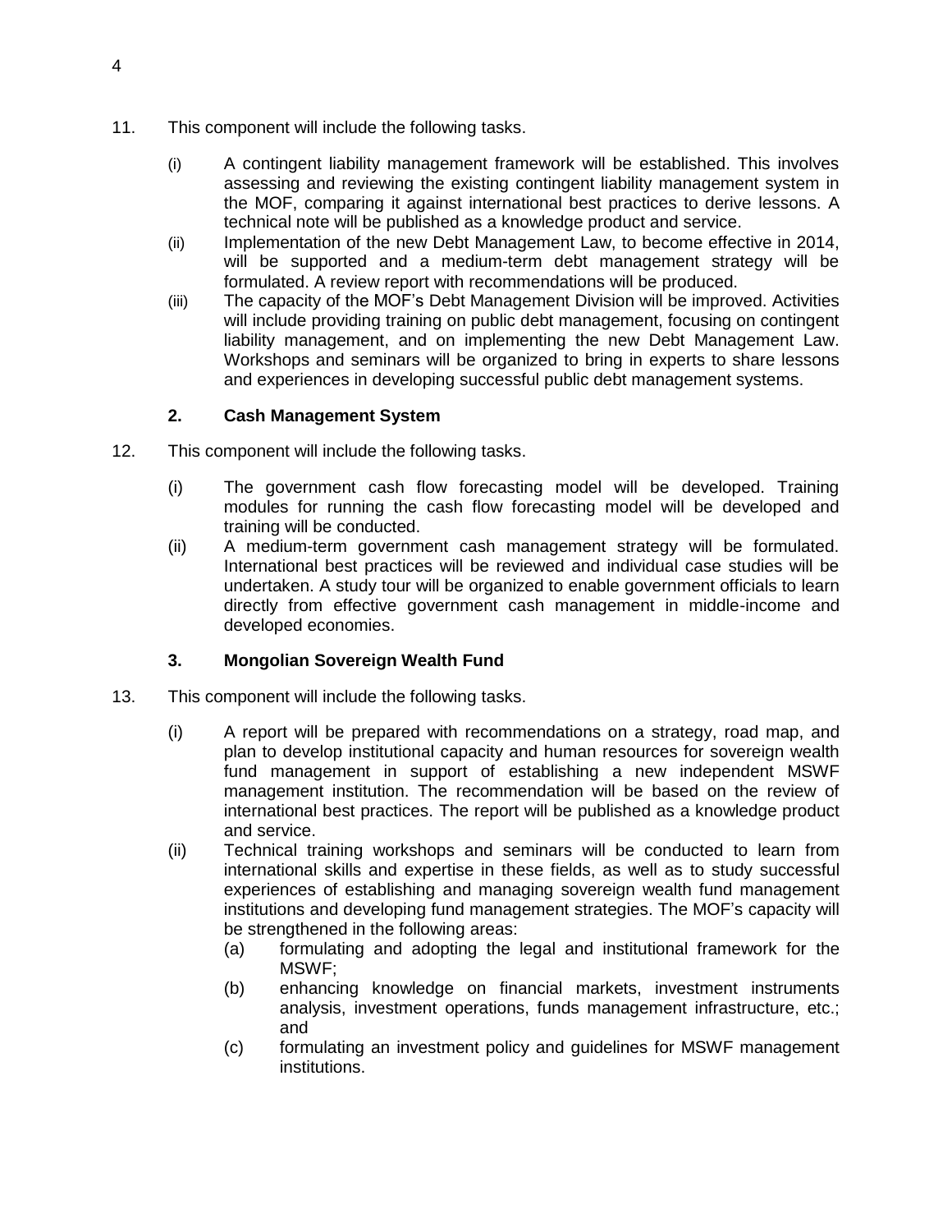11. This component will include the following tasks.

    (i) A contingent liability management framework will be established. This involves assessing and reviewing the existing contingent liability management system in the MOF, comparing it against international best practices to derive lessons. A technical note will be published as a knowledge product and service.
    (ii) Implementation of the new Debt Management Law, to become effective in 2014, will be supported and a medium-term debt management strategy will be formulated. A review report with recommendations will be produced.
    (iii) The capacity of the MOF's Debt Management Division will be improved. Activities will include providing training on public debt management, focusing on contingent liability management, and on implementing the new Debt Management Law. Workshops and seminars will be organized to bring in experts to share lessons and experiences in developing successful public debt management systems.

### 2. Cash Management System

12. This component will include the following tasks.

    (i) The government cash flow forecasting model will be developed. Training modules for running the cash flow forecasting model will be developed and training will be conducted.
    (ii) A medium-term government cash management strategy will be formulated. International best practices will be reviewed and individual case studies will be undertaken. A study tour will be organized to enable government officials to learn directly from effective government cash management in middle-income and developed economies.

### 3. Mongolian Sovereign Wealth Fund

13. This component will include the following tasks.

    (i) A report will be prepared with recommendations on a strategy, road map, and plan to develop institutional capacity and human resources for sovereign wealth fund management in support of establishing a new independent MSWF management institution. The recommendation will be based on the review of international best practices. The report will be published as a knowledge product and service.
    (ii) Technical training workshops and seminars will be conducted to learn from international skills and expertise in these fields, as well as to study successful experiences of establishing and managing sovereign wealth fund management institutions and developing fund management strategies. The MOF's capacity will be strengthened in the following areas:
        (a) formulating and adopting the legal and institutional framework for the MSWF;
        (b) enhancing knowledge on financial markets, investment instruments analysis, investment operations, funds management infrastructure, etc.; and
        (c) formulating an investment policy and guidelines for MSWF management institutions.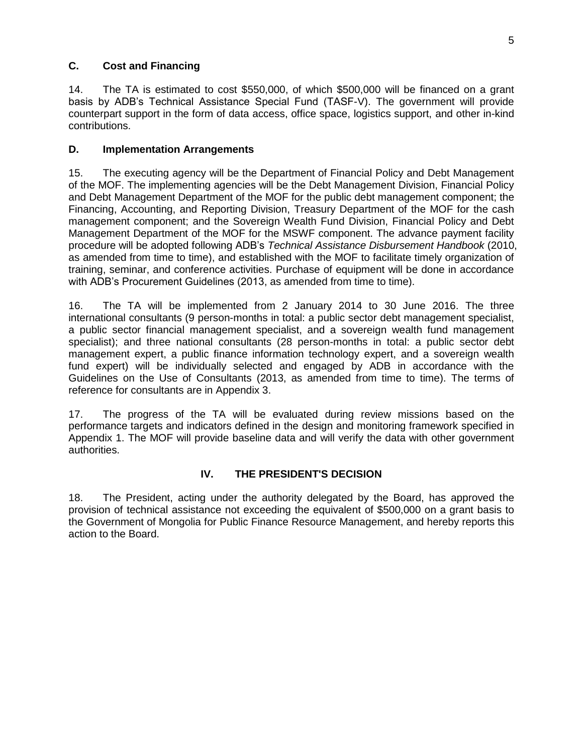## C. Cost and Financing

14. The TA is estimated to cost $550,000, of which $500,000 will be financed on a grant basis by ADB's Technical Assistance Special Fund (TASF-V). The government will provide counterpart support in the form of data access, office space, logistics support, and other in-kind contributions.

## D. Implementation Arrangements

15. The executing agency will be the Department of Financial Policy and Debt Management of the MOF. The implementing agencies will be the Debt Management Division, Financial Policy and Debt Management Department of the MOF for the public debt management component; the Financing, Accounting, and Reporting Division, Treasury Department of the MOF for the cash management component; and the Sovereign Wealth Fund Division, Financial Policy and Debt Management Department of the MOF for the MSWF component. The advance payment facility procedure will be adopted following ADB's *Technical Assistance Disbursement Handbook* (2010, as amended from time to time), and established with the MOF to facilitate timely organization of training, seminar, and conference activities. Purchase of equipment will be done in accordance with ADB's Procurement Guidelines (2013, as amended from time to time).

16. The TA will be implemented from 2 January 2014 to 30 June 2016. The three international consultants (9 person-months in total: a public sector debt management specialist, a public sector financial management specialist, and a sovereign wealth fund management specialist); and three national consultants (28 person-months in total: a public sector debt management expert, a public finance information technology expert, and a sovereign wealth fund expert) will be individually selected and engaged by ADB in accordance with the Guidelines on the Use of Consultants (2013, as amended from time to time). The terms of reference for consultants are in Appendix 3.

17. The progress of the TA will be evaluated during review missions based on the performance targets and indicators defined in the design and monitoring framework specified in Appendix 1. The MOF will provide baseline data and will verify the data with other government authorities.

# IV. THE PRESIDENT'S DECISION

18. The President, acting under the authority delegated by the Board, has approved the provision of technical assistance not exceeding the equivalent of $500,000 on a grant basis to the Government of Mongolia for Public Finance Resource Management, and hereby reports this action to the Board.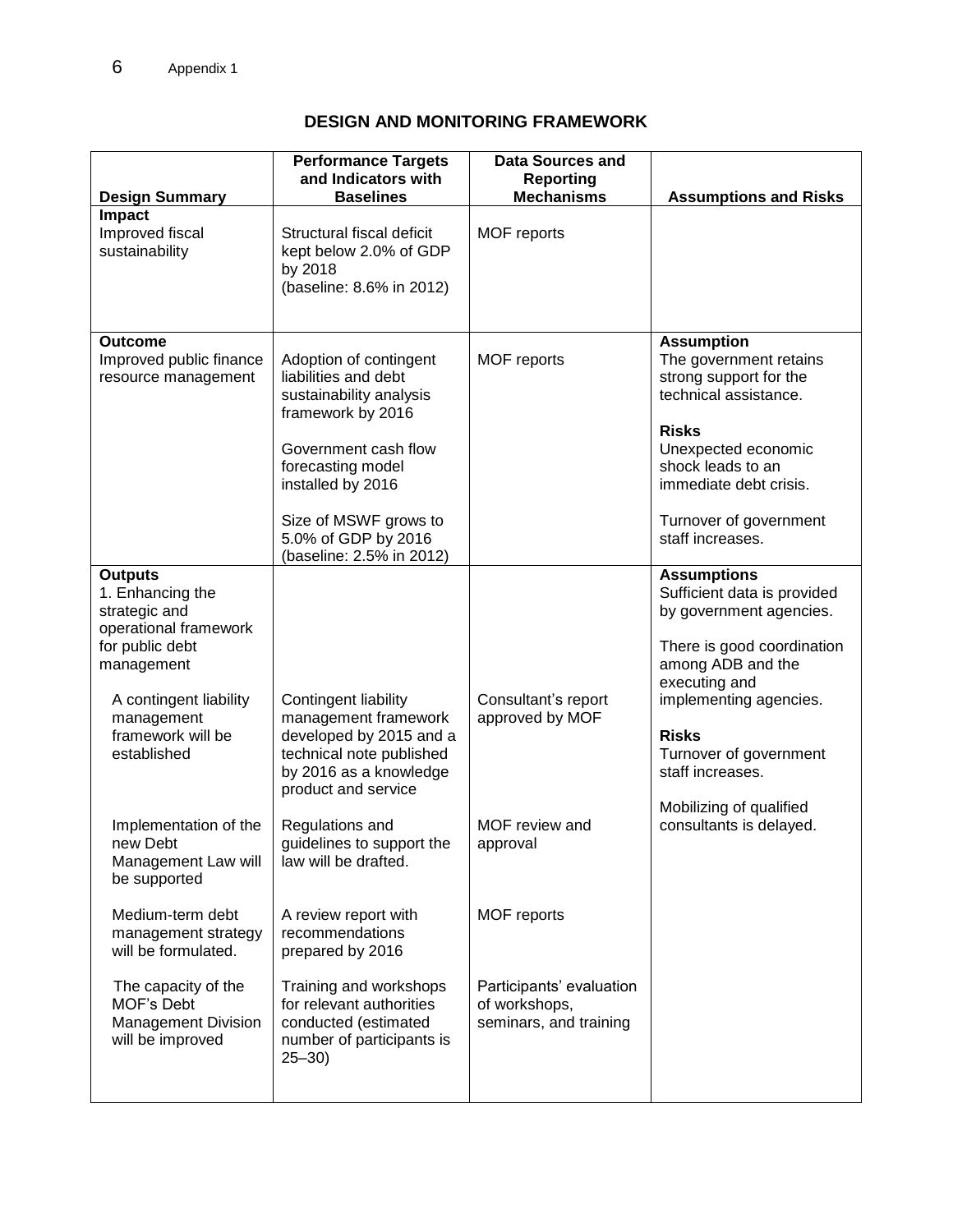Appendix 1

## DESIGN AND MONITORING FRAMEWORK

| Design Summary | Performance Targets and Indicators with Baselines | Data Sources and Reporting Mechanisms | Assumptions and Risks |
|---|---|---|---|
| **Impact**<br>Improved fiscal sustainability | Structural fiscal deficit kept below 2.0% of GDP by 2018<br>(baseline: 8.6% in 2012) | MOF reports | |
| **Outcome**<br>Improved public finance resource management | Adoption of contingent liabilities and debt sustainability analysis framework by 2016<br><br>Government cash flow forecasting model installed by 2016<br><br>Size of MSWF grows to 5.0% of GDP by 2016<br>(baseline: 2.5% in 2012) | MOF reports | **Assumption**<br>The government retains strong support for the technical assistance.<br><br>**Risks**<br>Unexpected economic shock leads to an immediate debt crisis.<br><br>Turnover of government staff increases. |
| **Outputs**<br>1. Enhancing the strategic and operational framework for public debt management | | | **Assumptions**<br>Sufficient data is provided by government agencies.<br><br>There is good coordination among ADB and the executing and implementing agencies.<br><br>**Risks**<br>Turnover of government staff increases.<br><br>Mobilizing of qualified consultants is delayed. |
| A contingent liability management framework will be established | Contingent liability management framework developed by 2015 and a technical note published by 2016 as a knowledge product and service | Consultant's report approved by MOF | |
| Implementation of the new Debt Management Law will be supported | Regulations and guidelines to support the law will be drafted. | MOF review and approval | |
| Medium-term debt management strategy will be formulated. | A review report with recommendations prepared by 2016 | MOF reports | |
| The capacity of the MOF's Debt Management Division will be improved | Training and workshops for relevant authorities conducted (estimated number of participants is 25–30) | Participants' evaluation of workshops, seminars, and training | |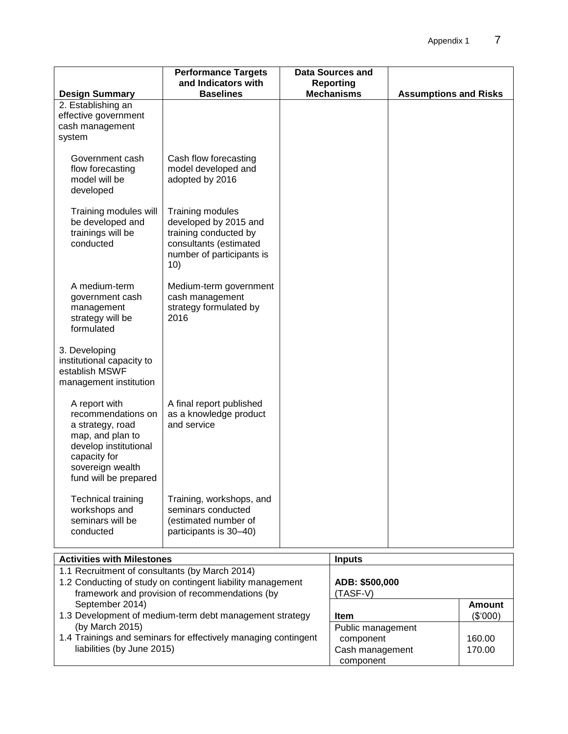| Design Summary | Performance Targets and Indicators with Baselines | Data Sources and Reporting Mechanisms | Assumptions and Risks |
|---|---|---|---|
| 2. Establishing an effective government cash management system | | | |
| Government cash flow forecasting model will be developed | Cash flow forecasting model developed and adopted by 2016 | | |
| Training modules will be developed and trainings will be conducted | Training modules developed by 2015 and training conducted by consultants (estimated number of participants is 10) | | |
| A medium-term government cash management strategy will be formulated | Medium-term government cash management strategy formulated by 2016 | | |
| 3. Developing institutional capacity to establish MSWF management institution | | | |
| A report with recommendations on a strategy, road map, and plan to develop institutional capacity for sovereign wealth fund will be prepared | A final report published as a knowledge product and service | | |
| Technical training workshops and seminars will be conducted | Training, workshops, and seminars conducted (estimated number of participants is 30–40) | | |

| Activities with Milestones | Inputs | |
|---|---|---|
| 1.1 Recruitment of consultants (by March 2014) | | |
| 1.2 Conducting of study on contingent liability management framework and provision of recommendations (by September 2014) | ADB: $500,000 (TASF-V) | |
| 1.3 Development of medium-term debt management strategy (by March 2015) | **Item** | **Amount ($'000)** |
| 1.4 Trainings and seminars for effectively managing contingent liabilities (by June 2015) | Public management component | 160.00 |
| | Cash management component | 170.00 |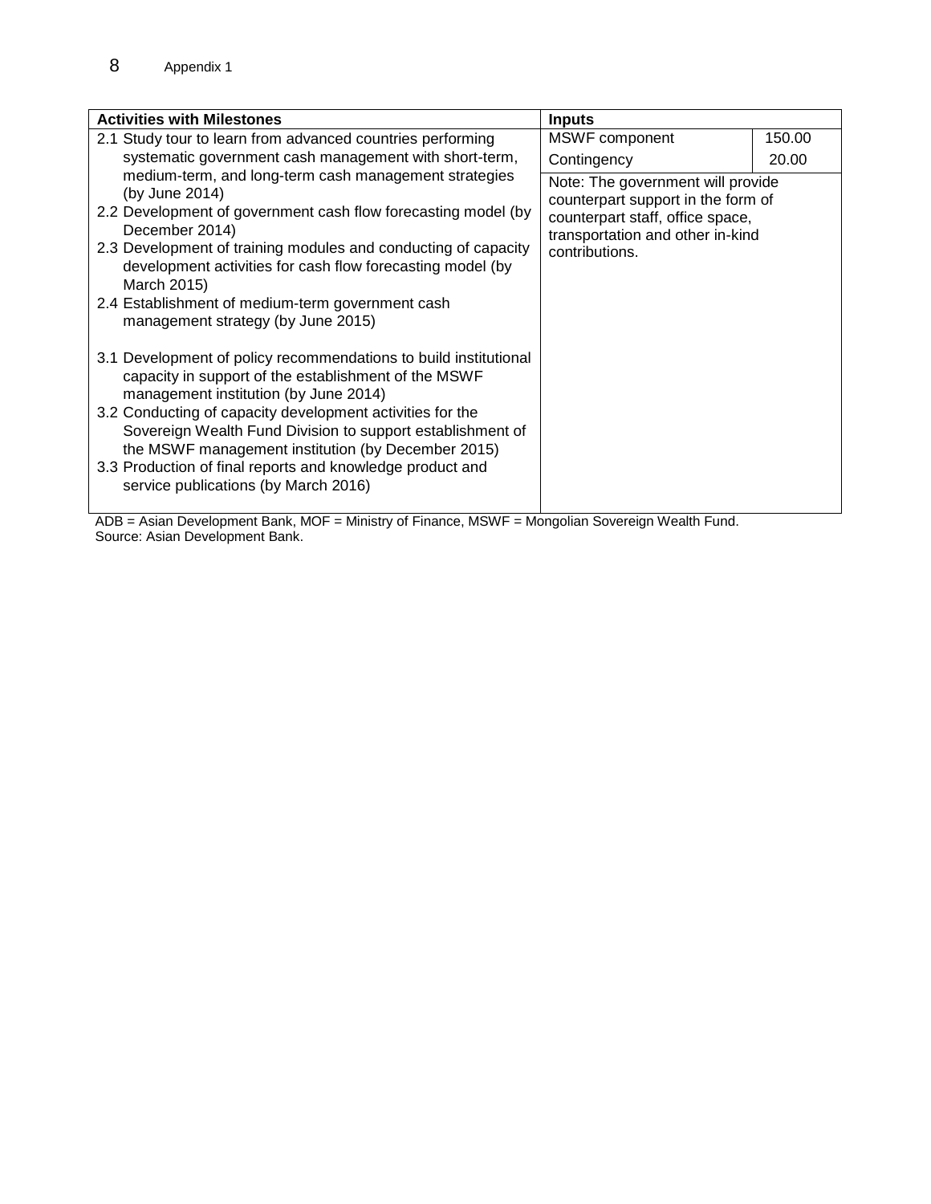| Activities with Milestones | Inputs | |
|---|---|---|
| 2.1 Study tour to learn from advanced countries performing systematic government cash management with short-term, medium-term, and long-term cash management strategies (by June 2014)<br>2.2 Development of government cash flow forecasting model (by December 2014)<br>2.3 Development of training modules and conducting of capacity development activities for cash flow forecasting model (by March 2015)<br>2.4 Establishment of medium-term government cash management strategy (by June 2015)<br><br>3.1 Development of policy recommendations to build institutional capacity in support of the establishment of the MSWF management institution (by June 2014)<br>3.2 Conducting of capacity development activities for the Sovereign Wealth Fund Division to support establishment of the MSWF management institution (by December 2015)<br>3.3 Production of final reports and knowledge product and service publications (by March 2016) | MSWF component<br>Contingency<br><br>Note: The government will provide counterpart support in the form of counterpart staff, office space, transportation and other in-kind contributions. | 150.00<br>20.00 |

ADB = Asian Development Bank, MOF = Ministry of Finance, MSWF = Mongolian Sovereign Wealth Fund.
Source: Asian Development Bank.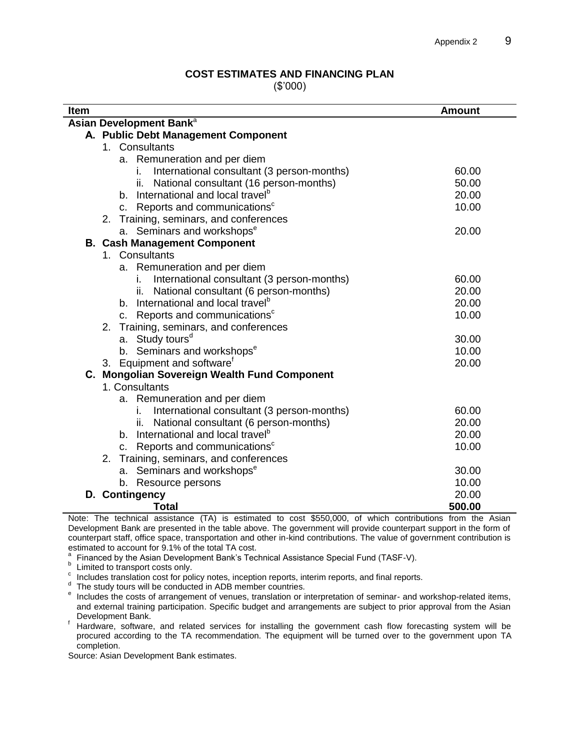## COST ESTIMATES AND FINANCING PLAN

($'000)

| Item | Amount |
|---|---|
| **Asian Development Bank**[a] | |
| **A. Public Debt Management Component** | |
| 1. Consultants | |
| a. Remuneration and per diem | |
| i. International consultant (3 person-months) | 60.00 |
| ii. National consultant (16 person-months) | 50.00 |
| b. International and local travel[b] | 20.00 |
| c. Reports and communications[c] | 10.00 |
| 2. Training, seminars, and conferences | |
| a. Seminars and workshops[e] | 20.00 |
| **B. Cash Management Component** | |
| 1. Consultants | |
| a. Remuneration and per diem | |
| i. International consultant (3 person-months) | 60.00 |
| ii. National consultant (6 person-months) | 20.00 |
| b. International and local travel[b] | 20.00 |
| c. Reports and communications[c] | 10.00 |
| 2. Training, seminars, and conferences | |
| a. Study tours[d] | 30.00 |
| b. Seminars and workshops[e] | 10.00 |
| 3. Equipment and software[f] | 20.00 |
| **C. Mongolian Sovereign Wealth Fund Component** | |
| 1. Consultants | |
| a. Remuneration and per diem | |
| i. International consultant (3 person-months) | 60.00 |
| ii. National consultant (6 person-months) | 20.00 |
| b. International and local travel[b] | 20.00 |
| c. Reports and communications[c] | 10.00 |
| 2. Training, seminars, and conferences | |
| a. Seminars and workshops[e] | 30.00 |
| b. Resource persons | 10.00 |
| **D. Contingency** | 20.00 |
| **Total** | **500.00** |

Note: The technical assistance (TA) is estimated to cost $550,000, of which contributions from the Asian Development Bank are presented in the table above. The government will provide counterpart support in the form of counterpart staff, office space, transportation and other in-kind contributions. The value of government contribution is estimated to account for 9.1% of the total TA cost.

[a] Financed by the Asian Development Bank's Technical Assistance Special Fund (TASF-V).

[b] Limited to transport costs only.

[c] Includes translation cost for policy notes, inception reports, interim reports, and final reports.

[d] The study tours will be conducted in ADB member countries.

[e] Includes the costs of arrangement of venues, translation or interpretation of seminar- and workshop-related items, and external training participation. Specific budget and arrangements are subject to prior approval from the Asian Development Bank.

[f] Hardware, software, and related services for installing the government cash flow forecasting system will be procured according to the TA recommendation. The equipment will be turned over to the government upon TA completion.

Source: Asian Development Bank estimates.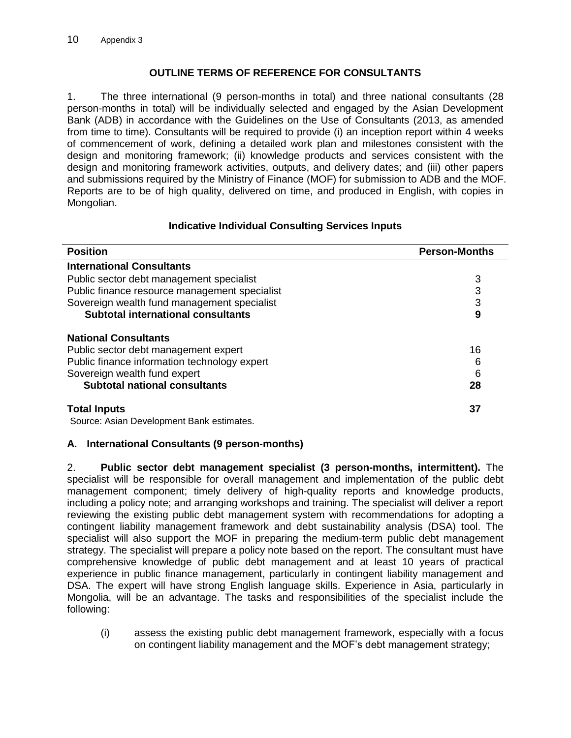## OUTLINE TERMS OF REFERENCE FOR CONSULTANTS

1. The three international (9 person-months in total) and three national consultants (28 person-months in total) will be individually selected and engaged by the Asian Development Bank (ADB) in accordance with the Guidelines on the Use of Consultants (2013, as amended from time to time). Consultants will be required to provide (i) an inception report within 4 weeks of commencement of work, defining a detailed work plan and milestones consistent with the design and monitoring framework; (ii) knowledge products and services consistent with the design and monitoring framework activities, outputs, and delivery dates; and (iii) other papers and submissions required by the Ministry of Finance (MOF) for submission to ADB and the MOF. Reports are to be of high quality, delivered on time, and produced in English, with copies in Mongolian.

### Indicative Individual Consulting Services Inputs

| Position | Person-Months |
|---|---|
| **International Consultants** | |
| Public sector debt management specialist | 3 |
| Public finance resource management specialist | 3 |
| Sovereign wealth fund management specialist | 3 |
| **Subtotal international consultants** | **9** |
| **National Consultants** | |
| Public sector debt management expert | 16 |
| Public finance information technology expert | 6 |
| Sovereign wealth fund expert | 6 |
| **Subtotal national consultants** | **28** |
| **Total Inputs** | **37** |

Source: Asian Development Bank estimates.

### A. International Consultants (9 person-months)

2. **Public sector debt management specialist (3 person-months, intermittent).** The specialist will be responsible for overall management and implementation of the public debt management component; timely delivery of high-quality reports and knowledge products, including a policy note; and arranging workshops and training. The specialist will deliver a report reviewing the existing public debt management system with recommendations for adopting a contingent liability management framework and debt sustainability analysis (DSA) tool. The specialist will also support the MOF in preparing the medium-term public debt management strategy. The specialist will prepare a policy note based on the report. The consultant must have comprehensive knowledge of public debt management and at least 10 years of practical experience in public finance management, particularly in contingent liability management and DSA. The expert will have strong English language skills. Experience in Asia, particularly in Mongolia, will be an advantage. The tasks and responsibilities of the specialist include the following:

(i) assess the existing public debt management framework, especially with a focus on contingent liability management and the MOF's debt management strategy;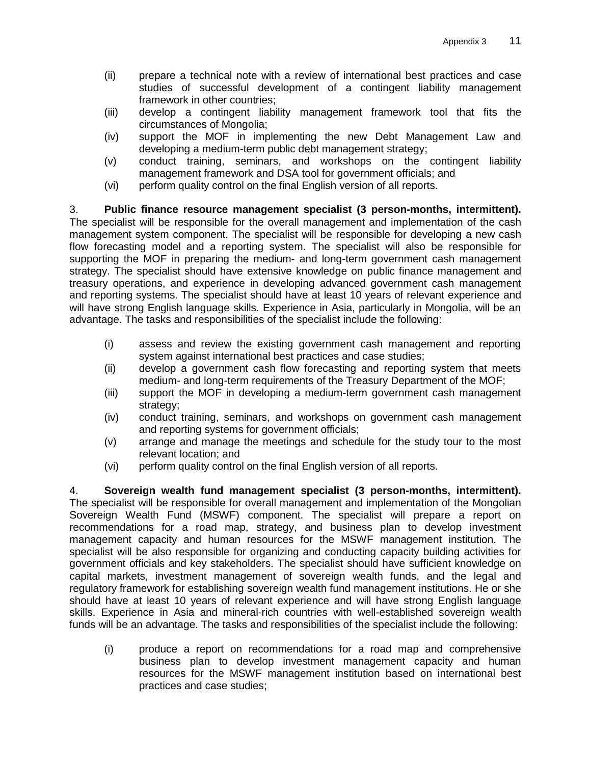(ii) prepare a technical note with a review of international best practices and case studies of successful development of a contingent liability management framework in other countries;

(iii) develop a contingent liability management framework tool that fits the circumstances of Mongolia;

(iv) support the MOF in implementing the new Debt Management Law and developing a medium-term public debt management strategy;

(v) conduct training, seminars, and workshops on the contingent liability management framework and DSA tool for government officials; and

(vi) perform quality control on the final English version of all reports.

3. **Public finance resource management specialist (3 person-months, intermittent).** The specialist will be responsible for the overall management and implementation of the cash management system component. The specialist will be responsible for developing a new cash flow forecasting model and a reporting system. The specialist will also be responsible for supporting the MOF in preparing the medium- and long-term government cash management strategy. The specialist should have extensive knowledge on public finance management and treasury operations, and experience in developing advanced government cash management and reporting systems. The specialist should have at least 10 years of relevant experience and will have strong English language skills. Experience in Asia, particularly in Mongolia, will be an advantage. The tasks and responsibilities of the specialist include the following:

(i) assess and review the existing government cash management and reporting system against international best practices and case studies;

(ii) develop a government cash flow forecasting and reporting system that meets medium- and long-term requirements of the Treasury Department of the MOF;

(iii) support the MOF in developing a medium-term government cash management strategy;

(iv) conduct training, seminars, and workshops on government cash management and reporting systems for government officials;

(v) arrange and manage the meetings and schedule for the study tour to the most relevant location; and

(vi) perform quality control on the final English version of all reports.

4. **Sovereign wealth fund management specialist (3 person-months, intermittent).** The specialist will be responsible for overall management and implementation of the Mongolian Sovereign Wealth Fund (MSWF) component. The specialist will prepare a report on recommendations for a road map, strategy, and business plan to develop investment management capacity and human resources for the MSWF management institution. The specialist will be also responsible for organizing and conducting capacity building activities for government officials and key stakeholders. The specialist should have sufficient knowledge on capital markets, investment management of sovereign wealth funds, and the legal and regulatory framework for establishing sovereign wealth fund management institutions. He or she should have at least 10 years of relevant experience and will have strong English language skills. Experience in Asia and mineral-rich countries with well-established sovereign wealth funds will be an advantage. The tasks and responsibilities of the specialist include the following:

(i) produce a report on recommendations for a road map and comprehensive business plan to develop investment management capacity and human resources for the MSWF management institution based on international best practices and case studies;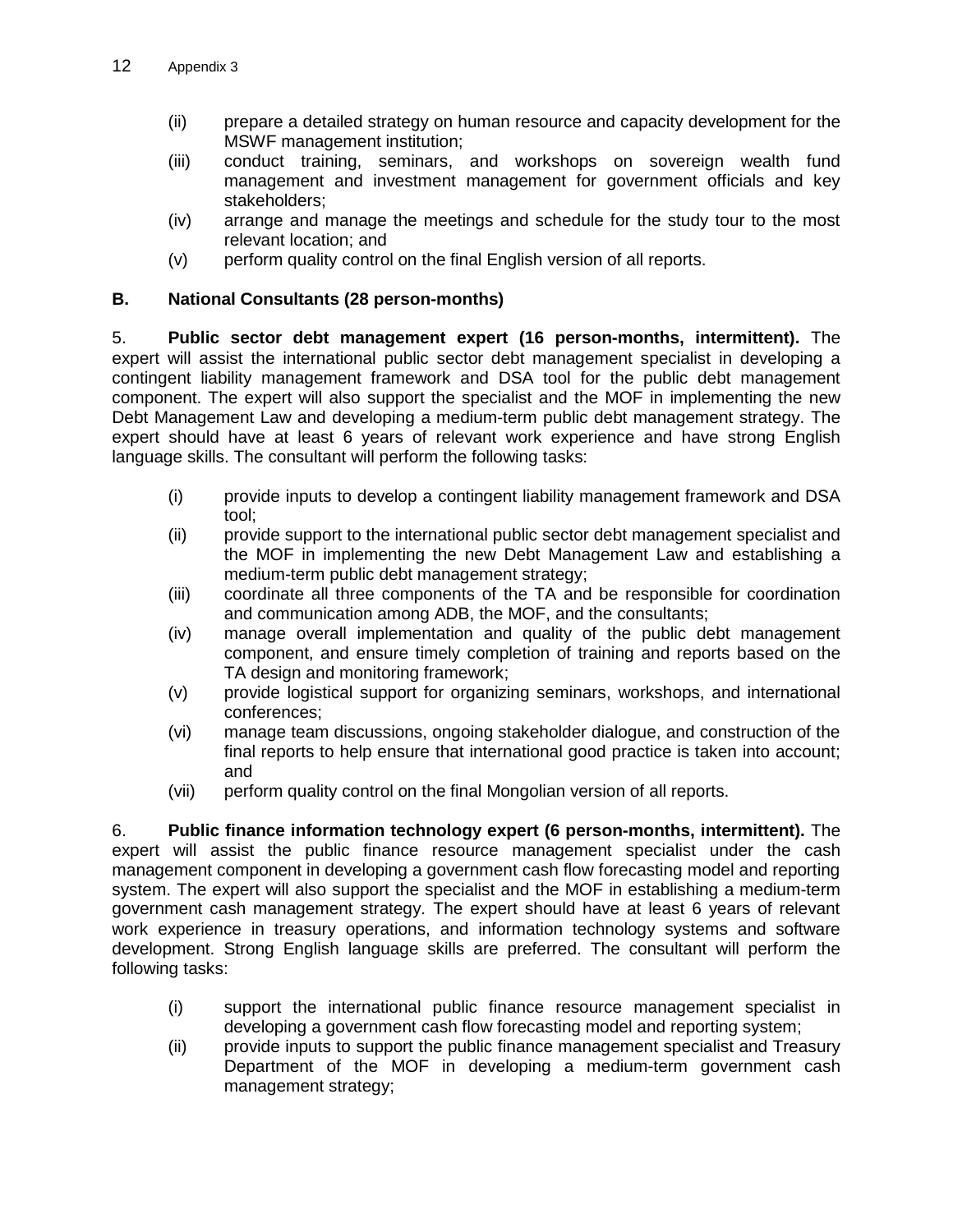(ii) prepare a detailed strategy on human resource and capacity development for the MSWF management institution;

(iii) conduct training, seminars, and workshops on sovereign wealth fund management and investment management for government officials and key stakeholders;

(iv) arrange and manage the meetings and schedule for the study tour to the most relevant location; and

(v) perform quality control on the final English version of all reports.

## B. National Consultants (28 person-months)

5. **Public sector debt management expert (16 person-months, intermittent).** The expert will assist the international public sector debt management specialist in developing a contingent liability management framework and DSA tool for the public debt management component. The expert will also support the specialist and the MOF in implementing the new Debt Management Law and developing a medium-term public debt management strategy. The expert should have at least 6 years of relevant work experience and have strong English language skills. The consultant will perform the following tasks:

(i) provide inputs to develop a contingent liability management framework and DSA tool;

(ii) provide support to the international public sector debt management specialist and the MOF in implementing the new Debt Management Law and establishing a medium-term public debt management strategy;

(iii) coordinate all three components of the TA and be responsible for coordination and communication among ADB, the MOF, and the consultants;

(iv) manage overall implementation and quality of the public debt management component, and ensure timely completion of training and reports based on the TA design and monitoring framework;

(v) provide logistical support for organizing seminars, workshops, and international conferences;

(vi) manage team discussions, ongoing stakeholder dialogue, and construction of the final reports to help ensure that international good practice is taken into account; and

(vii) perform quality control on the final Mongolian version of all reports.

6. **Public finance information technology expert (6 person-months, intermittent).** The expert will assist the public finance resource management specialist under the cash management component in developing a government cash flow forecasting model and reporting system. The expert will also support the specialist and the MOF in establishing a medium-term government cash management strategy. The expert should have at least 6 years of relevant work experience in treasury operations, and information technology systems and software development. Strong English language skills are preferred. The consultant will perform the following tasks:

(i) support the international public finance resource management specialist in developing a government cash flow forecasting model and reporting system;

(ii) provide inputs to support the public finance management specialist and Treasury Department of the MOF in developing a medium-term government cash management strategy;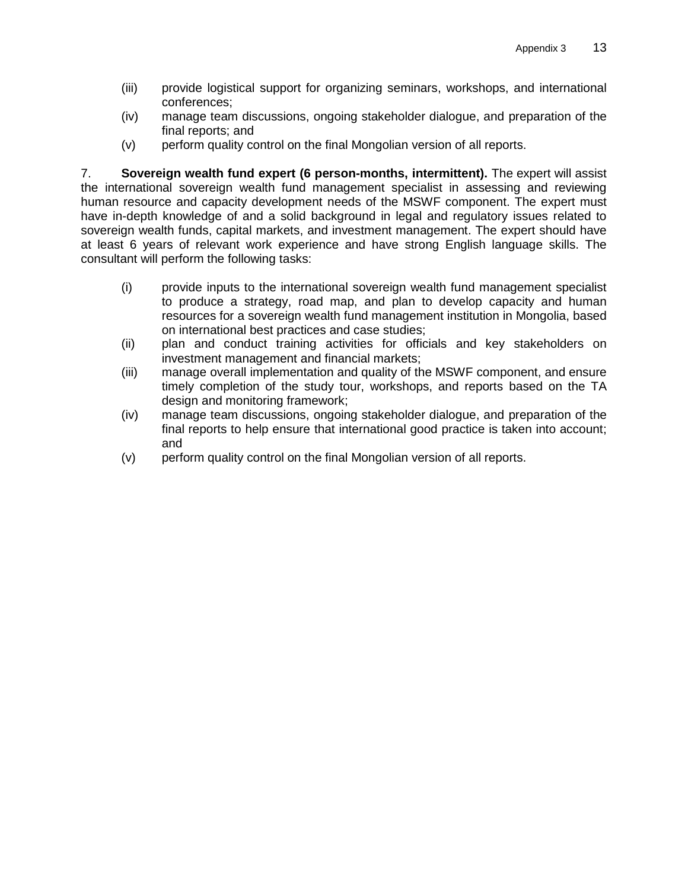(iii) provide logistical support for organizing seminars, workshops, and international conferences;

(iv) manage team discussions, ongoing stakeholder dialogue, and preparation of the final reports; and

(v) perform quality control on the final Mongolian version of all reports.

7. **Sovereign wealth fund expert (6 person-months, intermittent).** The expert will assist the international sovereign wealth fund management specialist in assessing and reviewing human resource and capacity development needs of the MSWF component. The expert must have in-depth knowledge of and a solid background in legal and regulatory issues related to sovereign wealth funds, capital markets, and investment management. The expert should have at least 6 years of relevant work experience and have strong English language skills. The consultant will perform the following tasks:

(i) provide inputs to the international sovereign wealth fund management specialist to produce a strategy, road map, and plan to develop capacity and human resources for a sovereign wealth fund management institution in Mongolia, based on international best practices and case studies;

(ii) plan and conduct training activities for officials and key stakeholders on investment management and financial markets;

(iii) manage overall implementation and quality of the MSWF component, and ensure timely completion of the study tour, workshops, and reports based on the TA design and monitoring framework;

(iv) manage team discussions, ongoing stakeholder dialogue, and preparation of the final reports to help ensure that international good practice is taken into account; and

(v) perform quality control on the final Mongolian version of all reports.